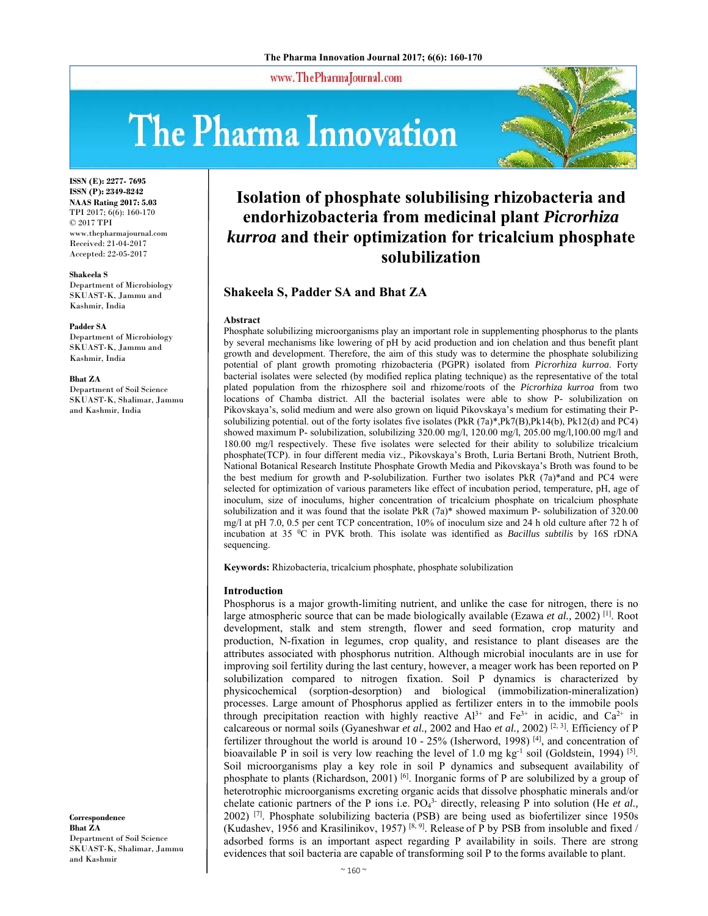# Isolation of phosphate solubilising rhizobacteria and endorhizobacteria from medicinal plant *Picrorhiza kurroa* and their optimization for tricalcium phosphate solubilization

**Shakeela S, Padder SA and Bhat ZA**

ISSN (E): 2277- 7695
ISSN (P): 2349-8242
NAAS Rating 2017: 5.03
TPI 2017; 6(6): 160-170
© 2017 TPI
www.thepharmajournal.com
Received: 21-04-2017
Accepted: 22-05-2017

**Shakeela S**
Department of Microbiology SKUAST-K, Jammu and Kashmir, India

**Padder SA**
Department of Microbiology SKUAST-K, Jammu and Kashmir, India

**Bhat ZA**
Department of Soil Science SKUAST-K, Shalimar, Jammu and Kashmir, India

**Correspondence**
**Bhat ZA**
Department of Soil Science SKUAST-K, Shalimar, Jammu and Kashmir

## Abstract

Phosphate solubilizing microorganisms play an important role in supplementing phosphorus to the plants by several mechanisms like lowering of pH by acid production and ion chelation and thus benefit plant growth and development. Therefore, the aim of this study was to determine the phosphate solubilizing potential of plant growth promoting rhizobacteria (PGPR) isolated from *Picrorhiza kurroa*. Forty bacterial isolates were selected (by modified replica plating technique) as the representative of the total plated population from the rhizosphere soil and rhizome/roots of the *Picrorhiza kurroa* from two locations of Chamba district. All the bacterial isolates were able to show P- solubilization on Pikovskaya's, solid medium and were also grown on liquid Pikovskaya's medium for estimating their P-solubilizing potential. out of the forty isolates five isolates (PkR (7a)*,Pk7(B),Pk14(b), Pk12(d) and PC4) showed maximum P- solubilization, solubilizing 320.00 mg/l, 120.00 mg/l, 205.00 mg/l,100.00 mg/l and 180.00 mg/l respectively. These five isolates were selected for their ability to solubilize tricalcium phosphate(TCP). in four different media viz., Pikovskaya's Broth, Luria Bertani Broth, Nutrient Broth, National Botanical Research Institute Phosphate Growth Media and Pikovskaya's Broth was found to be the best medium for growth and P-solubilization. Further two isolates PkR (7a)*and and PC4 were selected for optimization of various parameters like effect of incubation period, temperature, pH, age of inoculum, size of inoculums, higher concentration of tricalcium phosphate on tricalcium phosphate solubilization and it was found that the isolate PkR (7a)* showed maximum P- solubilization of 320.00 mg/l at pH 7.0, 0.5 per cent TCP concentration, 10% of inoculum size and 24 h old culture after 72 h of incubation at 35 $^0$C in PVK broth. This isolate was identified as *Bacillus subtilis* by 16S rDNA sequencing.

**Keywords:** Rhizobacteria, tricalcium phosphate, phosphate solubilization

## Introduction

Phosphorus is a major growth-limiting nutrient, and unlike the case for nitrogen, there is no large atmospheric source that can be made biologically available (Ezawa *et al.,* 2002) [1]. Root development, stalk and stem strength, flower and seed formation, crop maturity and production, N-fixation in legumes, crop quality, and resistance to plant diseases are the attributes associated with phosphorus nutrition. Although microbial inoculants are in use for improving soil fertility during the last century, however, a meager work has been reported on P solubilization compared to nitrogen fixation. Soil P dynamics is characterized by physicochemical (sorption-desorption) and biological (immobilization-mineralization) processes. Large amount of Phosphorus applied as fertilizer enters in to the immobile pools through precipitation reaction with highly reactive $Al^{3+}$ and $Fe^{3+}$ in acidic, and $Ca^{2+}$ in calcareous or normal soils (Gyaneshwar *et al.,* 2002 and Hao *et al.,* 2002) [2, 3]. Efficiency of P fertilizer throughout the world is around 10 - 25% (Isherword, 1998) [4], and concentration of bioavailable P in soil is very low reaching the level of 1.0 mg $kg^{-1}$ soil (Goldstein, 1994) [5]. Soil microorganisms play a key role in soil P dynamics and subsequent availability of phosphate to plants (Richardson, 2001) [6]. Inorganic forms of P are solubilized by a group of heterotrophic microorganisms excreting organic acids that dissolve phosphatic minerals and/or chelate cationic partners of the P ions i.e. $PO_4^{3-}$ directly, releasing P into solution (He *et al.,* 2002) [7]. Phosphate solubilizing bacteria (PSB) are being used as biofertilizer since 1950s (Kudashev, 1956 and Krasilinikov, 1957) [8, 9]. Release of P by PSB from insoluble and fixed / adsorbed forms is an important aspect regarding P availability in soils. There are strong evidences that soil bacteria are capable of transforming soil P to the forms available to plant.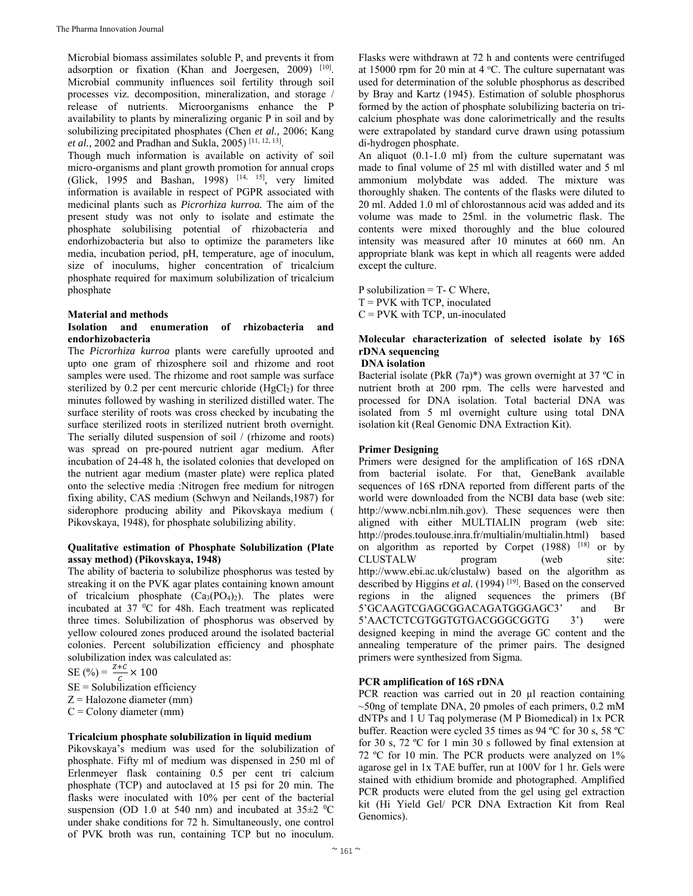Microbial biomass assimilates soluble P, and prevents it from adsorption or fixation (Khan and Joergesen, 2009) [10]. Microbial community influences soil fertility through soil processes viz. decomposition, mineralization, and storage / release of nutrients. Microorganisms enhance the P availability to plants by mineralizing organic P in soil and by solubilizing precipitated phosphates (Chen *et al.,* 2006; Kang *et al.,* 2002 and Pradhan and Sukla, 2005) [11, 12, 13].

Though much information is available on activity of soil micro-organisms and plant growth promotion for annual crops (Glick, 1995 and Bashan, 1998) [14, 15], very limited information is available in respect of PGPR associated with medicinal plants such as *Picrorhiza kurroa.* The aim of the present study was not only to isolate and estimate the phosphate solubilising potential of rhizobacteria and endorhizobacteria but also to optimize the parameters like media, incubation period, pH, temperature, age of inoculum, size of inoculums, higher concentration of tricalcium phosphate required for maximum solubilization of tricalcium phosphate

## Material and methods

### Isolation and enumeration of rhizobacteria and endorhizobacteria

The *Picrorhiza kurroa* plants were carefully uprooted and upto one gram of rhizosphere soil and rhizome and root samples were used. The rhizome and root sample was surface sterilized by 0.2 per cent mercuric chloride ($HgCl_2$) for three minutes followed by washing in sterilized distilled water. The surface sterility of roots was cross checked by incubating the surface sterilized roots in sterilized nutrient broth overnight. The serially diluted suspension of soil / (rhizome and roots) was spread on pre-poured nutrient agar medium. After incubation of 24-48 h, the isolated colonies that developed on the nutrient agar medium (master plate) were replica plated onto the selective media :Nitrogen free medium for nitrogen fixing ability, CAS medium (Schwyn and Neilands,1987) for siderophore producing ability and Pikovskaya medium ( Pikovskaya, 1948), for phosphate solubilizing ability.

### Qualitative estimation of Phosphate Solubilization (Plate assay method) (Pikovskaya, 1948)

The ability of bacteria to solubilize phosphorus was tested by streaking it on the PVK agar plates containing known amount of tricalcium phosphate ($Ca_3(PO_4)_2$). The plates were incubated at 37 $^0$C for 48h. Each treatment was replicated three times. Solubilization of phosphorus was observed by yellow coloured zones produced around the isolated bacterial colonies. Percent solubilization efficiency and phosphate solubilization index was calculated as:

SE (%) = $\frac{Z+C}{C} \times 100$

SE = Solubilization efficiency
Z = Halozone diameter (mm)
C = Colony diameter (mm)

### Tricalcium phosphate solubilization in liquid medium

Pikovskaya's medium was used for the solubilization of phosphate. Fifty ml of medium was dispensed in 250 ml of Erlenmeyer flask containing 0.5 per cent tri calcium phosphate (TCP) and autoclaved at 15 psi for 20 min. The flasks were inoculated with 10% per cent of the bacterial suspension (OD 1.0 at 540 nm) and incubated at 35±2 $^0$C under shake conditions for 72 h. Simultaneously, one control of PVK broth was run, containing TCP but no inoculum. Flasks were withdrawn at 72 h and contents were centrifuged at 15000 rpm for 20 min at 4 $^o$C. The culture supernatant was used for determination of the soluble phosphorus as described by Bray and Kartz (1945). Estimation of soluble phosphorus formed by the action of phosphate solubilizing bacteria on tri-calcium phosphate was done calorimetrically and the results were extrapolated by standard curve drawn using potassium di-hydrogen phosphate.

An aliquot (0.1-1.0 ml) from the culture supernatant was made to final volume of 25 ml with distilled water and 5 ml ammonium molybdate was added. The mixture was thoroughly shaken. The contents of the flasks were diluted to 20 ml. Added 1.0 ml of chlorostannous acid was added and its volume was made to 25ml. in the volumetric flask. The contents were mixed thoroughly and the blue coloured intensity was measured after 10 minutes at 660 nm. An appropriate blank was kept in which all reagents were added except the culture.

P solubilization = T- C Where,
T = PVK with TCP, inoculated
C = PVK with TCP, un-inoculated

### Molecular characterization of selected isolate by 16S rDNA sequencing

#### DNA isolation

Bacterial isolate (PkR (7a)*) was grown overnight at 37 ºC in nutrient broth at 200 rpm. The cells were harvested and processed for DNA isolation. Total bacterial DNA was isolated from 5 ml overnight culture using total DNA isolation kit (Real Genomic DNA Extraction Kit).

#### Primer Designing

Primers were designed for the amplification of 16S rDNA from bacterial isolate. For that, GeneBank available sequences of 16S rDNA reported from different parts of the world were downloaded from the NCBI data base (web site: http://www.ncbi.nlm.nih.gov). These sequences were then aligned with either MULTIALIN program (web site: http://prodes.toulouse.inra.fr/multialin/multialin.html) based on algorithm as reported by Corpet (1988) [18] or by CLUSTALW program (web site: http://www.ebi.ac.uk/clustalw) based on the algorithm as described by Higgins *et al.* (1994) [19]. Based on the conserved regions in the aligned sequences the primers (Bf 5'GCAAGTCGAGCGGACAGATGGGAGC3' and Br 5'AACTCTCGTGGTGTGACGGGCGGTG 3') were designed keeping in mind the average GC content and the annealing temperature of the primer pairs. The designed primers were synthesized from Sigma.

#### PCR amplification of 16S rDNA

PCR reaction was carried out in 20 µl reaction containing ~50ng of template DNA, 20 pmoles of each primers, 0.2 mM dNTPs and 1 U Taq polymerase (M P Biomedical) in 1x PCR buffer. Reaction were cycled 35 times as 94 ºC for 30 s, 58 ºC for 30 s, 72 ºC for 1 min 30 s followed by final extension at 72 ºC for 10 min. The PCR products were analyzed on 1% agarose gel in 1x TAE buffer, run at 100V for 1 hr. Gels were stained with ethidium bromide and photographed. Amplified PCR products were eluted from the gel using gel extraction kit (Hi Yield Gel/ PCR DNA Extraction Kit from Real Genomics).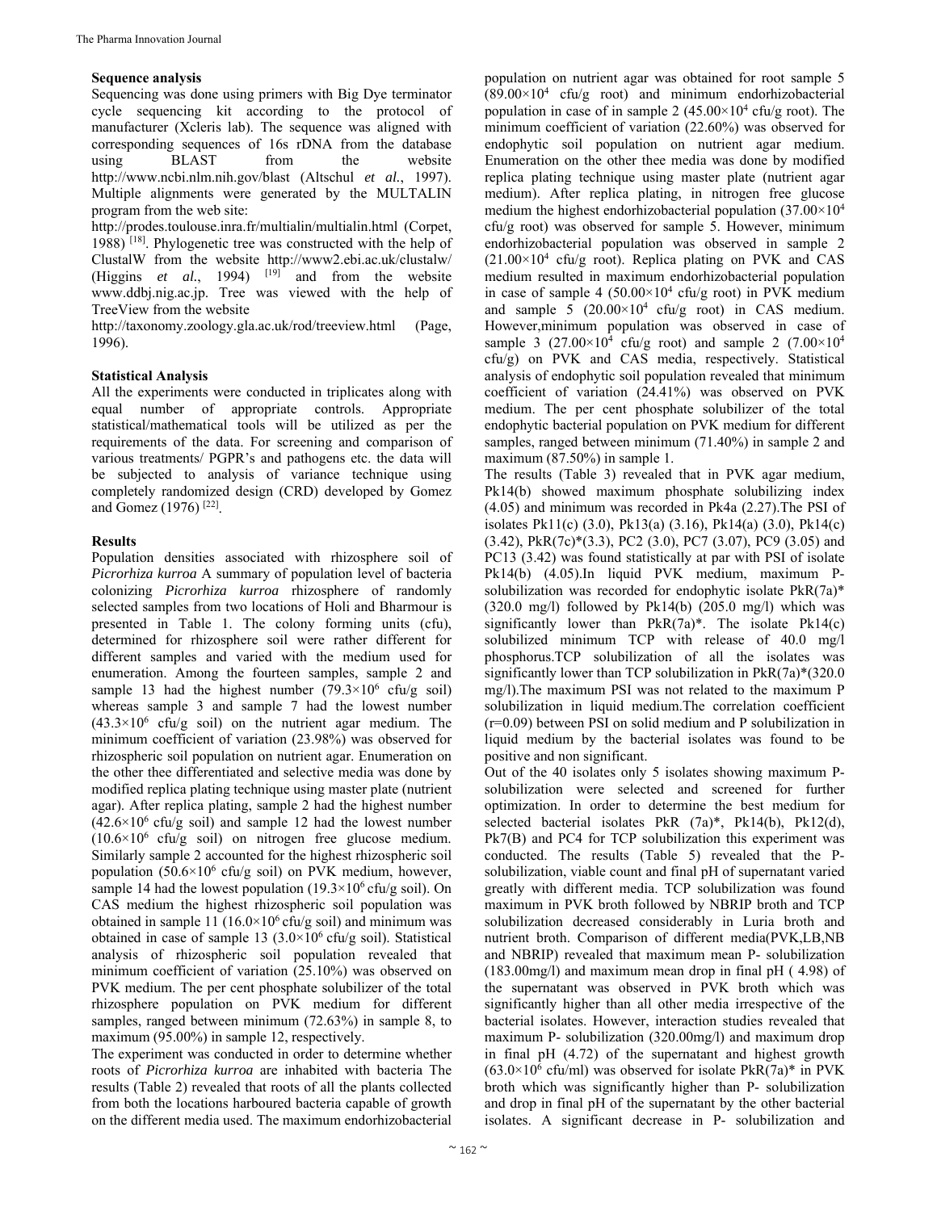### Sequence analysis

Sequencing was done using primers with Big Dye terminator cycle sequencing kit according to the protocol of manufacturer (Xcleris lab). The sequence was aligned with corresponding sequences of 16s rDNA from the database using BLAST from the website http://www.ncbi.nlm.nih.gov/blast (Altschul *et al.*, 1997). Multiple alignments were generated by the MULTALIN program from the web site: http://prodes.toulouse.inra.fr/multialin/multialin.html (Corpet, 1988) [18]. Phylogenetic tree was constructed with the help of ClustalW from the website http://www2.ebi.ac.uk/clustalw/ (Higgins *et al.*, 1994) [19] and from the website www.ddbj.nig.ac.jp. Tree was viewed with the help of TreeView from the website http://taxonomy.zoology.gla.ac.uk/rod/treeview.html (Page, 1996).

### Statistical Analysis

All the experiments were conducted in triplicates along with equal number of appropriate controls. Appropriate statistical/mathematical tools will be utilized as per the requirements of the data. For screening and comparison of various treatments/ PGPR's and pathogens etc. the data will be subjected to analysis of variance technique using completely randomized design (CRD) developed by Gomez and Gomez (1976) [22].

### Results

Population densities associated with rhizosphere soil of *Picrorhiza kurroa* A summary of population level of bacteria colonizing *Picrorhiza kurroa* rhizosphere of randomly selected samples from two locations of Holi and Bharmour is presented in Table 1. The colony forming units (cfu), determined for rhizosphere soil were rather different for different samples and varied with the medium used for enumeration. Among the fourteen samples, sample 2 and sample 13 had the highest number ($79.3\times10^6$ cfu/g soil) whereas sample 3 and sample 7 had the lowest number ($43.3\times10^6$ cfu/g soil) on the nutrient agar medium. The minimum coefficient of variation (23.98%) was observed for rhizospheric soil population on nutrient agar. Enumeration on the other thee differentiated and selective media was done by modified replica plating technique using master plate (nutrient agar). After replica plating, sample 2 had the highest number ($42.6\times10^6$ cfu/g soil) and sample 12 had the lowest number ($10.6\times10^6$ cfu/g soil) on nitrogen free glucose medium. Similarly sample 2 accounted for the highest rhizospheric soil population ($50.6\times10^6$ cfu/g soil) on PVK medium, however, sample 14 had the lowest population ($19.3\times10^6$ cfu/g soil). On CAS medium the highest rhizospheric soil population was obtained in sample 11 ($16.0\times10^6$ cfu/g soil) and minimum was obtained in case of sample 13 ($3.0\times10^6$ cfu/g soil). Statistical analysis of rhizospheric soil population revealed that minimum coefficient of variation (25.10%) was observed on PVK medium. The per cent phosphate solubilizer of the total rhizosphere population on PVK medium for different samples, ranged between minimum (72.63%) in sample 8, to maximum (95.00%) in sample 12, respectively.

The experiment was conducted in order to determine whether roots of *Picrorhiza kurroa* are inhabited with bacteria The results (Table 2) revealed that roots of all the plants collected from both the locations harboured bacteria capable of growth on the different media used. The maximum endorhizobacterial population on nutrient agar was obtained for root sample 5 ($89.00\times10^4$ cfu/g root) and minimum endorhizobacterial population in case of in sample 2 ($45.00\times10^4$ cfu/g root). The minimum coefficient of variation (22.60%) was observed for endophytic soil population on nutrient agar medium. Enumeration on the other thee media was done by modified replica plating technique using master plate (nutrient agar medium). After replica plating, in nitrogen free glucose medium the highest endorhizobacterial population ($37.00\times10^4$ cfu/g root) was observed for sample 5. However, minimum endorhizobacterial population was observed in sample 2 ($21.00\times10^4$ cfu/g root). Replica plating on PVK and CAS medium resulted in maximum endorhizobacterial population in case of sample 4 ($50.00\times10^4$ cfu/g root) in PVK medium and sample 5 ($20.00\times10^4$ cfu/g root) in CAS medium. However,minimum population was observed in case of sample 3 ($27.00\times10^4$ cfu/g root) and sample 2 ($7.00\times10^4$ cfu/g) on PVK and CAS media, respectively. Statistical analysis of endophytic soil population revealed that minimum coefficient of variation (24.41%) was observed on PVK medium. The per cent phosphate solubilizer of the total endophytic bacterial population on PVK medium for different samples, ranged between minimum (71.40%) in sample 2 and maximum (87.50%) in sample 1.

The results (Table 3) revealed that in PVK agar medium, Pk14(b) showed maximum phosphate solubilizing index (4.05) and minimum was recorded in Pk4a (2.27).The PSI of isolates Pk11(c) (3.0), Pk13(a) (3.16), Pk14(a) (3.0), Pk14(c) (3.42), PkR(7c)*(3.3), PC2 (3.0), PC7 (3.07), PC9 (3.05) and PC13 (3.42) was found statistically at par with PSI of isolate Pk14(b) (4.05).In liquid PVK medium, maximum P-solubilization was recorded for endophytic isolate PkR(7a)* (320.0 mg/l) followed by Pk14(b) (205.0 mg/l) which was significantly lower than PkR(7a)*. The isolate Pk14(c) solubilized minimum TCP with release of 40.0 mg/l phosphorus.TCP solubilization of all the isolates was significantly lower than TCP solubilization in PkR(7a)*(320.0 mg/l).The maximum PSI was not related to the maximum P solubilization in liquid medium.The correlation coefficient ($r=0.09$) between PSI on solid medium and P solubilization in liquid medium by the bacterial isolates was found to be positive and non significant.

Out of the 40 isolates only 5 isolates showing maximum P-solubilization were selected and screened for further optimization. In order to determine the best medium for selected bacterial isolates PkR (7a)*, Pk14(b), Pk12(d), Pk7(B) and PC4 for TCP solubilization this experiment was conducted. The results (Table 5) revealed that the P-solubilization, viable count and final pH of supernatant varied greatly with different media. TCP solubilization was found maximum in PVK broth followed by NBRIP broth and TCP solubilization decreased considerably in Luria broth and nutrient broth. Comparison of different media(PVK,LB,NB and NBRIP) revealed that maximum mean P- solubilization (183.00mg/l) and maximum mean drop in final pH ( 4.98) of the supernatant was observed in PVK broth which was significantly higher than all other media irrespective of the bacterial isolates. However, interaction studies revealed that maximum P- solubilization (320.00mg/l) and maximum drop in final pH (4.72) of the supernatant and highest growth ($63.0\times10^6$ cfu/ml) was observed for isolate PkR(7a)* in PVK broth which was significantly higher than P- solubilization and drop in final pH of the supernatant by the other bacterial isolates. A significant decrease in P- solubilization and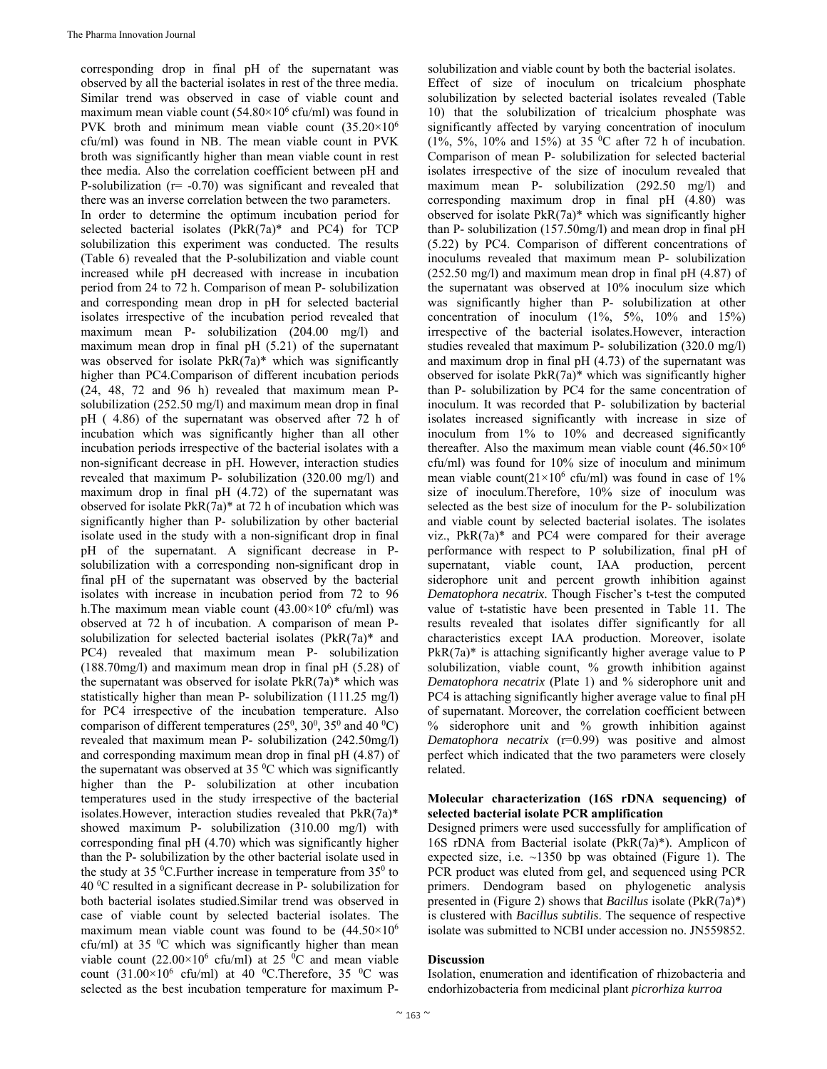corresponding drop in final pH of the supernatant was observed by all the bacterial isolates in rest of the three media. Similar trend was observed in case of viable count and maximum mean viable count ($54.80\times10^6$ cfu/ml) was found in PVK broth and minimum mean viable count ($35.20\times10^6$ cfu/ml) was found in NB. The mean viable count in PVK broth was significantly higher than mean viable count in rest thee media. Also the correlation coefficient between pH and P-solubilization (r= -0.70) was significant and revealed that there was an inverse correlation between the two parameters.

In order to determine the optimum incubation period for selected bacterial isolates (PkR(7a)* and PC4) for TCP solubilization this experiment was conducted. The results (Table 6) revealed that the P-solubilization and viable count increased while pH decreased with increase in incubation period from 24 to 72 h. Comparison of mean P- solubilization and corresponding mean drop in pH for selected bacterial isolates irrespective of the incubation period revealed that maximum mean P- solubilization (204.00 mg/l) and maximum mean drop in final pH (5.21) of the supernatant was observed for isolate PkR(7a)* which was significantly higher than PC4.Comparison of different incubation periods (24, 48, 72 and 96 h) revealed that maximum mean P-solubilization (252.50 mg/l) and maximum mean drop in final pH ( 4.86) of the supernatant was observed after 72 h of incubation which was significantly higher than all other incubation periods irrespective of the bacterial isolates with a non-significant decrease in pH. However, interaction studies revealed that maximum P- solubilization (320.00 mg/l) and maximum drop in final pH (4.72) of the supernatant was observed for isolate PkR(7a)* at 72 h of incubation which was significantly higher than P- solubilization by other bacterial isolate used in the study with a non-significant drop in final pH of the supernatant. A significant decrease in P-solubilization with a corresponding non-significant drop in final pH of the supernatant was observed by the bacterial isolates with increase in incubation period from 72 to 96 h.The maximum mean viable count ($43.00\times10^6$ cfu/ml) was observed at 72 h of incubation. A comparison of mean P-solubilization for selected bacterial isolates (PkR(7a)* and PC4) revealed that maximum mean P- solubilization (188.70mg/l) and maximum mean drop in final pH (5.28) of the supernatant was observed for isolate PkR(7a)* which was statistically higher than mean P- solubilization (111.25 mg/l) for PC4 irrespective of the incubation temperature. Also comparison of different temperatures ($25^0$, $30^0$, $35^0$ and 40 $^0$C) revealed that maximum mean P- solubilization (242.50mg/l) and corresponding maximum mean drop in final pH (4.87) of the supernatant was observed at 35 $^0$C which was significantly higher than the P- solubilization at other incubation temperatures used in the study irrespective of the bacterial isolates.However, interaction studies revealed that PkR(7a)* showed maximum P- solubilization (310.00 mg/l) with corresponding final pH (4.70) which was significantly higher than the P- solubilization by the other bacterial isolate used in the study at 35 $^0$C.Further increase in temperature from $35^0$ to 40 $^0$C resulted in a significant decrease in P- solubilization for both bacterial isolates studied.Similar trend was observed in case of viable count by selected bacterial isolates. The maximum mean viable count was found to be ($44.50\times10^6$ cfu/ml) at 35 $^0$C which was significantly higher than mean viable count ($22.00\times10^6$ cfu/ml) at 25 $^0$C and mean viable count ($31.00\times10^6$ cfu/ml) at 40 $^0$C.Therefore, 35 $^0$C was selected as the best incubation temperature for maximum P-solubilization and viable count by both the bacterial isolates.

Effect of size of inoculum on tricalcium phosphate solubilization by selected bacterial isolates revealed (Table 10) that the solubilization of tricalcium phosphate was significantly affected by varying concentration of inoculum (1%, 5%, 10% and 15%) at 35 $^0$C after 72 h of incubation. Comparison of mean P- solubilization for selected bacterial isolates irrespective of the size of inoculum revealed that maximum mean P- solubilization (292.50 mg/l) and corresponding maximum drop in final pH (4.80) was observed for isolate PkR(7a)* which was significantly higher than P- solubilization (157.50mg/l) and mean drop in final pH (5.22) by PC4. Comparison of different concentrations of inoculums revealed that maximum mean P- solubilization (252.50 mg/l) and maximum mean drop in final pH (4.87) of the supernatant was observed at 10% inoculum size which was significantly higher than P- solubilization at other concentration of inoculum (1%, 5%, 10% and 15%) irrespective of the bacterial isolates.However, interaction studies revealed that maximum P- solubilization (320.0 mg/l) and maximum drop in final pH (4.73) of the supernatant was observed for isolate PkR(7a)* which was significantly higher than P- solubilization by PC4 for the same concentration of inoculum. It was recorded that P- solubilization by bacterial isolates increased significantly with increase in size of inoculum from 1% to 10% and decreased significantly thereafter. Also the maximum mean viable count ($46.50\times10^6$ cfu/ml) was found for 10% size of inoculum and minimum mean viable count($21\times10^6$ cfu/ml) was found in case of 1% size of inoculum.Therefore, 10% size of inoculum was selected as the best size of inoculum for the P- solubilization and viable count by selected bacterial isolates. The isolates viz., PkR(7a)* and PC4 were compared for their average performance with respect to P solubilization, final pH of supernatant, viable count, IAA production, percent siderophore unit and percent growth inhibition against *Dematophora necatrix*. Though Fischer's t-test the computed value of t-statistic have been presented in Table 11. The results revealed that isolates differ significantly for all characteristics except IAA production. Moreover, isolate PkR(7a)* is attaching significantly higher average value to P solubilization, viable count, % growth inhibition against *Dematophora necatrix* (Plate 1) and % siderophore unit and PC4 is attaching significantly higher average value to final pH of supernatant. Moreover, the correlation coefficient between % siderophore unit and % growth inhibition against *Dematophora necatrix* (r=0.99) was positive and almost perfect which indicated that the two parameters were closely related.

**Molecular characterization (16S rDNA sequencing) of selected bacterial isolate PCR amplification**

Designed primers were used successfully for amplification of 16S rDNA from Bacterial isolate (PkR(7a)*). Amplicon of expected size, i.e. ~1350 bp was obtained (Figure 1). The PCR product was eluted from gel, and sequenced using PCR primers. Dendogram based on phylogenetic analysis presented in (Figure 2) shows that *Bacillus* isolate (PkR(7a)*) is clustered with *Bacillus subtilis*. The sequence of respective isolate was submitted to NCBI under accession no. JN559852.

## Discussion

Isolation, enumeration and identification of rhizobacteria and endorhizobacteria from medicinal plant *picrorhiza kurroa*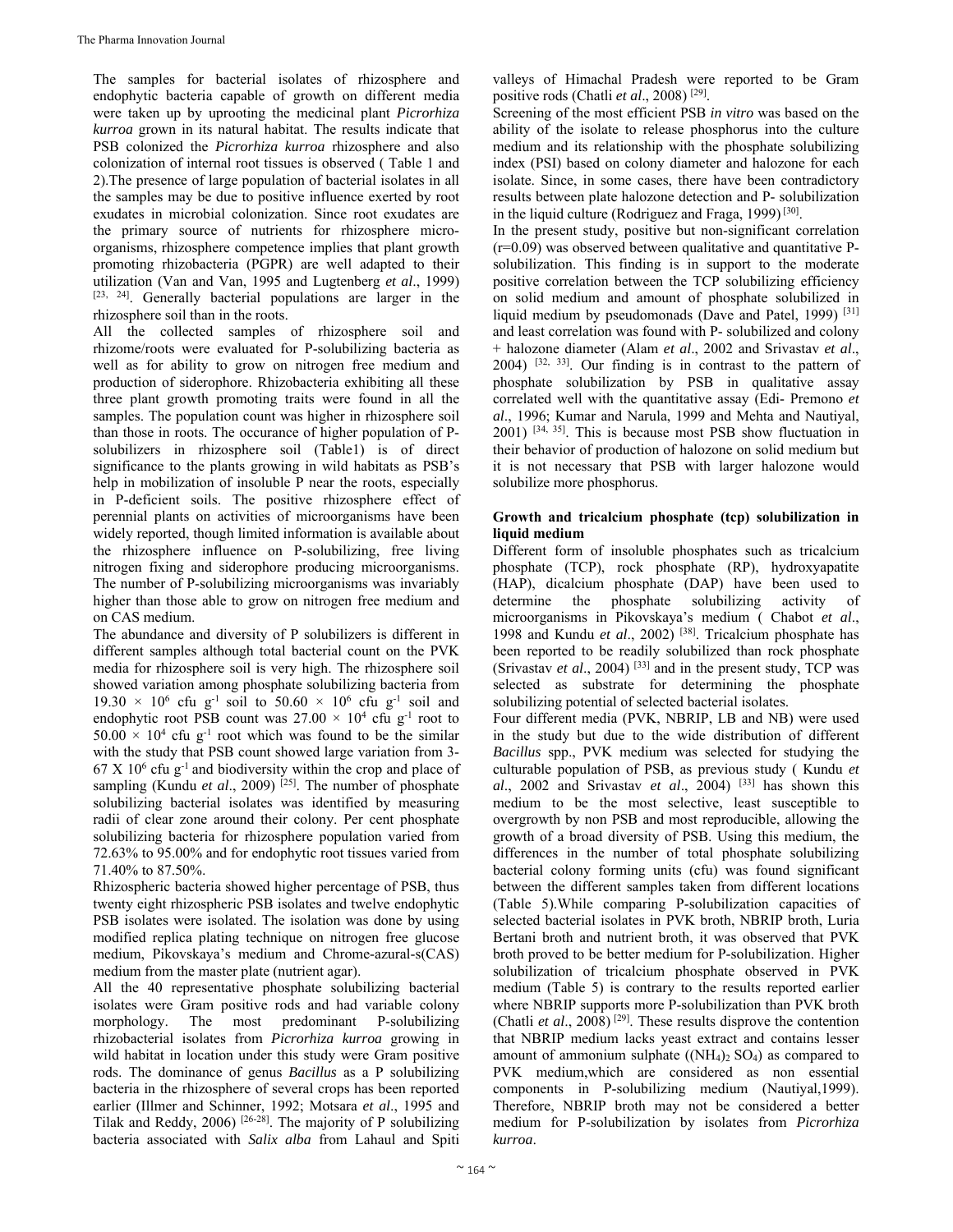The samples for bacterial isolates of rhizosphere and endophytic bacteria capable of growth on different media were taken up by uprooting the medicinal plant *Picrorhiza kurroa* grown in its natural habitat. The results indicate that PSB colonized the *Picrorhiza kurroa* rhizosphere and also colonization of internal root tissues is observed ( Table 1 and 2).The presence of large population of bacterial isolates in all the samples may be due to positive influence exerted by root exudates in microbial colonization. Since root exudates are the primary source of nutrients for rhizosphere micro-organisms, rhizosphere competence implies that plant growth promoting rhizobacteria (PGPR) are well adapted to their utilization (Van and Van, 1995 and Lugtenberg *et al*., 1999) [23, 24]. Generally bacterial populations are larger in the rhizosphere soil than in the roots.

All the collected samples of rhizosphere soil and rhizome/roots were evaluated for P-solubilizing bacteria as well as for ability to grow on nitrogen free medium and production of siderophore. Rhizobacteria exhibiting all these three plant growth promoting traits were found in all the samples. The population count was higher in rhizosphere soil than those in roots. The occurance of higher population of P-solubilizers in rhizosphere soil (Table1) is of direct significance to the plants growing in wild habitats as PSB's help in mobilization of insoluble P near the roots, especially in P-deficient soils. The positive rhizosphere effect of perennial plants on activities of microorganisms have been widely reported, though limited information is available about the rhizosphere influence on P-solubilizing, free living nitrogen fixing and siderophore producing microorganisms. The number of P-solubilizing microorganisms was invariably higher than those able to grow on nitrogen free medium and on CAS medium.

The abundance and diversity of P solubilizers is different in different samples although total bacterial count on the PVK media for rhizosphere soil is very high. The rhizosphere soil showed variation among phosphate solubilizing bacteria from $19.30 \times 10^6$ cfu $g^{-1}$ soil to $50.60 \times 10^6$ cfu $g^{-1}$ soil and endophytic root PSB count was $27.00 \times 10^4$ cfu $g^{-1}$ root to $50.00 \times 10^4$ cfu $g^{-1}$ root which was found to be the similar with the study that PSB count showed large variation from 3-67 X $10^6$ cfu $g^{-1}$ and biodiversity within the crop and place of sampling (Kundu *et al*., 2009) [25]. The number of phosphate solubilizing bacterial isolates was identified by measuring radii of clear zone around their colony. Per cent phosphate solubilizing bacteria for rhizosphere population varied from 72.63% to 95.00% and for endophytic root tissues varied from 71.40% to 87.50%.

Rhizospheric bacteria showed higher percentage of PSB, thus twenty eight rhizospheric PSB isolates and twelve endophytic PSB isolates were isolated. The isolation was done by using modified replica plating technique on nitrogen free glucose medium, Pikovskaya's medium and Chrome-azural-s(CAS) medium from the master plate (nutrient agar).

All the 40 representative phosphate solubilizing bacterial isolates were Gram positive rods and had variable colony morphology. The most predominant P-solubilizing rhizobacterial isolates from *Picrorhiza kurroa* growing in wild habitat in location under this study were Gram positive rods. The dominance of genus *Bacillus* as a P solubilizing bacteria in the rhizosphere of several crops has been reported earlier (Illmer and Schinner, 1992; Motsara *et al*., 1995 and Tilak and Reddy, 2006) [26-28]. The majority of P solubilizing bacteria associated with *Salix alba* from Lahaul and Spiti valleys of Himachal Pradesh were reported to be Gram positive rods (Chatli *et al*., 2008) [29].

Screening of the most efficient PSB *in vitro* was based on the ability of the isolate to release phosphorus into the culture medium and its relationship with the phosphate solubilizing index (PSI) based on colony diameter and halozone for each isolate. Since, in some cases, there have been contradictory results between plate halozone detection and P- solubilization in the liquid culture (Rodriguez and Fraga, 1999) [30].

In the present study, positive but non-significant correlation (r=0.09) was observed between qualitative and quantitative P-solubilization. This finding is in support to the moderate positive correlation between the TCP solubilizing efficiency on solid medium and amount of phosphate solubilized in liquid medium by pseudomonads (Dave and Patel, 1999) [31] and least correlation was found with P- solubilized and colony + halozone diameter (Alam *et al*., 2002 and Srivastav *et al*., 2004) [32, 33]. Our finding is in contrast to the pattern of phosphate solubilization by PSB in qualitative assay correlated well with the quantitative assay (Edi- Premono *et al*., 1996; Kumar and Narula, 1999 and Mehta and Nautiyal, 2001) [34, 35]. This is because most PSB show fluctuation in their behavior of production of halozone on solid medium but it is not necessary that PSB with larger halozone would solubilize more phosphorus.

### Growth and tricalcium phosphate (tcp) solubilization in liquid medium

Different form of insoluble phosphates such as tricalcium phosphate (TCP), rock phosphate (RP), hydroxyapatite (HAP), dicalcium phosphate (DAP) have been used to determine the phosphate solubilizing activity of microorganisms in Pikovskaya's medium ( Chabot *et al*., 1998 and Kundu *et al*., 2002) [38]. Tricalcium phosphate has been reported to be readily solubilized than rock phosphate (Srivastav *et al*., 2004) [33] and in the present study, TCP was selected as substrate for determining the phosphate solubilizing potential of selected bacterial isolates.

Four different media (PVK, NBRIP, LB and NB) were used in the study but due to the wide distribution of different *Bacillus* spp., PVK medium was selected for studying the culturable population of PSB, as previous study ( Kundu *et al*., 2002 and Srivastav *et al*., 2004) [33] has shown this medium to be the most selective, least susceptible to overgrowth by non PSB and most reproducible, allowing the growth of a broad diversity of PSB. Using this medium, the differences in the number of total phosphate solubilizing bacterial colony forming units (cfu) was found significant between the different samples taken from different locations (Table 5).While comparing P-solubilization capacities of selected bacterial isolates in PVK broth, NBRIP broth, Luria Bertani broth and nutrient broth, it was observed that PVK broth proved to be better medium for P-solubilization. Higher solubilization of tricalcium phosphate observed in PVK medium (Table 5) is contrary to the results reported earlier where NBRIP supports more P-solubilization than PVK broth (Chatli *et al*., 2008) [29]. These results disprove the contention that NBRIP medium lacks yeast extract and contains lesser amount of ammonium sulphate ($(NH_4)_2SO_4$) as compared to PVK medium,which are considered as non essential components in P-solubilizing medium (Nautiyal,1999). Therefore, NBRIP broth may not be considered a better medium for P-solubilization by isolates from *Picrorhiza kurroa*.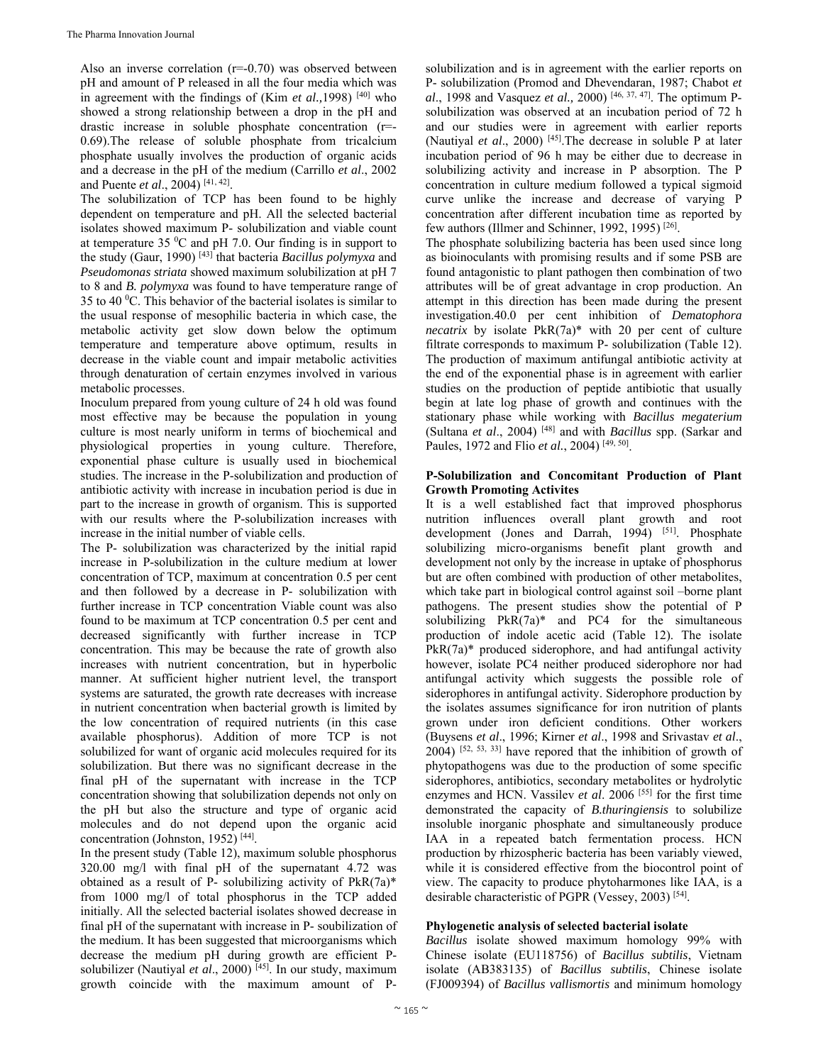Also an inverse correlation (r=-0.70) was observed between pH and amount of P released in all the four media which was in agreement with the findings of (Kim *et al.,*1998) [40] who showed a strong relationship between a drop in the pH and drastic increase in soluble phosphate concentration (r=-0.69).The release of soluble phosphate from tricalcium phosphate usually involves the production of organic acids and a decrease in the pH of the medium (Carrillo *et al*., 2002 and Puente *et al*., 2004) [41, 42].

The solubilization of TCP has been found to be highly dependent on temperature and pH. All the selected bacterial isolates showed maximum P- solubilization and viable count at temperature 35 $^0$C and pH 7.0. Our finding is in support to the study (Gaur, 1990) [43] that bacteria *Bacillus polymyxa* and *Pseudomonas striata* showed maximum solubilization at pH 7 to 8 and *B. polymyxa* was found to have temperature range of 35 to 40 $^0$C. This behavior of the bacterial isolates is similar to the usual response of mesophilic bacteria in which case, the metabolic activity get slow down below the optimum temperature and temperature above optimum, results in decrease in the viable count and impair metabolic activities through denaturation of certain enzymes involved in various metabolic processes.

Inoculum prepared from young culture of 24 h old was found most effective may be because the population in young culture is most nearly uniform in terms of biochemical and physiological properties in young culture. Therefore, exponential phase culture is usually used in biochemical studies. The increase in the P-solubilization and production of antibiotic activity with increase in incubation period is due in part to the increase in growth of organism. This is supported with our results where the P-solubilization increases with increase in the initial number of viable cells.

The P- solubilization was characterized by the initial rapid increase in P-solubilization in the culture medium at lower concentration of TCP, maximum at concentration 0.5 per cent and then followed by a decrease in P- solubilization with further increase in TCP concentration Viable count was also found to be maximum at TCP concentration 0.5 per cent and decreased significantly with further increase in TCP concentration. This may be because the rate of growth also increases with nutrient concentration, but in hyperbolic manner. At sufficient higher nutrient level, the transport systems are saturated, the growth rate decreases with increase in nutrient concentration when bacterial growth is limited by the low concentration of required nutrients (in this case available phosphorus). Addition of more TCP is not solubilized for want of organic acid molecules required for its solubilization. But there was no significant decrease in the final pH of the supernatant with increase in the TCP concentration showing that solubilization depends not only on the pH but also the structure and type of organic acid molecules and do not depend upon the organic acid concentration (Johnston, 1952) [44].

In the present study (Table 12), maximum soluble phosphorus 320.00 mg/l with final pH of the supernatant 4.72 was obtained as a result of P- solubilizing activity of PkR(7a)* from 1000 mg/l of total phosphorus in the TCP added initially. All the selected bacterial isolates showed decrease in final pH of the supernatant with increase in P- soubilization of the medium. It has been suggested that microorganisms which decrease the medium pH during growth are efficient P-solubilizer (Nautiyal *et al*., 2000) [45]. In our study, maximum growth coincide with the maximum amount of P-solubilization and is in agreement with the earlier reports on P- solubilization (Promod and Dhevendaran, 1987; Chabot *et al*., 1998 and Vasquez *et al.,* 2000) [46, 37, 47]. The optimum P-solubilization was observed at an incubation period of 72 h and our studies were in agreement with earlier reports (Nautiyal *et al*., 2000) [45].The decrease in soluble P at later incubation period of 96 h may be either due to decrease in solubilizing activity and increase in P absorption. The P concentration in culture medium followed a typical sigmoid curve unlike the increase and decrease of varying P concentration after different incubation time as reported by few authors (Illmer and Schinner, 1992, 1995) [26].

The phosphate solubilizing bacteria has been used since long as bioinoculants with promising results and if some PSB are found antagonistic to plant pathogen then combination of two attributes will be of great advantage in crop production. An attempt in this direction has been made during the present investigation.40.0 per cent inhibition of *Dematophora necatrix* by isolate PkR(7a)* with 20 per cent of culture filtrate corresponds to maximum P- solubilization (Table 12). The production of maximum antifungal antibiotic activity at the end of the exponential phase is in agreement with earlier studies on the production of peptide antibiotic that usually begin at late log phase of growth and continues with the stationary phase while working with *Bacillus megaterium* (Sultana *et al*., 2004) [48] and with *Bacillus* spp. (Sarkar and Paules, 1972 and Flio *et al*., 2004) [49, 50].

**P-Solubilization and Concomitant Production of Plant Growth Promoting Activites**

It is a well established fact that improved phosphorus nutrition influences overall plant growth and root development (Jones and Darrah, 1994) [51]. Phosphate solubilizing micro-organisms benefit plant growth and development not only by the increase in uptake of phosphorus but are often combined with production of other metabolites, which take part in biological control against soil –borne plant pathogens. The present studies show the potential of P solubilizing PkR(7a)* and PC4 for the simultaneous production of indole acetic acid (Table 12). The isolate PkR(7a)* produced siderophore, and had antifungal activity however, isolate PC4 neither produced siderophore nor had antifungal activity which suggests the possible role of siderophores in antifungal activity. Siderophore production by the isolates assumes significance for iron nutrition of plants grown under iron deficient conditions. Other workers (Buysens *et al*., 1996; Kirner *et al*., 1998 and Srivastav *et al*., 2004) [52, 53, 33] have repored that the inhibition of growth of phytopathogens was due to the production of some specific siderophores, antibiotics, secondary metabolites or hydrolytic enzymes and HCN. Vassilev *et al*. 2006 [55] for the first time demonstrated the capacity of *B.thuringiensis* to solubilize insoluble inorganic phosphate and simultaneously produce IAA in a repeated batch fermentation process. HCN production by rhizospheric bacteria has been variably viewed, while it is considered effective from the biocontrol point of view. The capacity to produce phytoharmones like IAA, is a desirable characteristic of PGPR (Vessey, 2003) [54].

**Phylogenetic analysis of selected bacterial isolate**

*Bacillus* isolate showed maximum homology 99% with Chinese isolate (EU118756) of *Bacillus subtilis*, Vietnam isolate (AB383135) of *Bacillus subtilis*, Chinese isolate (FJ009394) of *Bacillus vallismortis* and minimum homology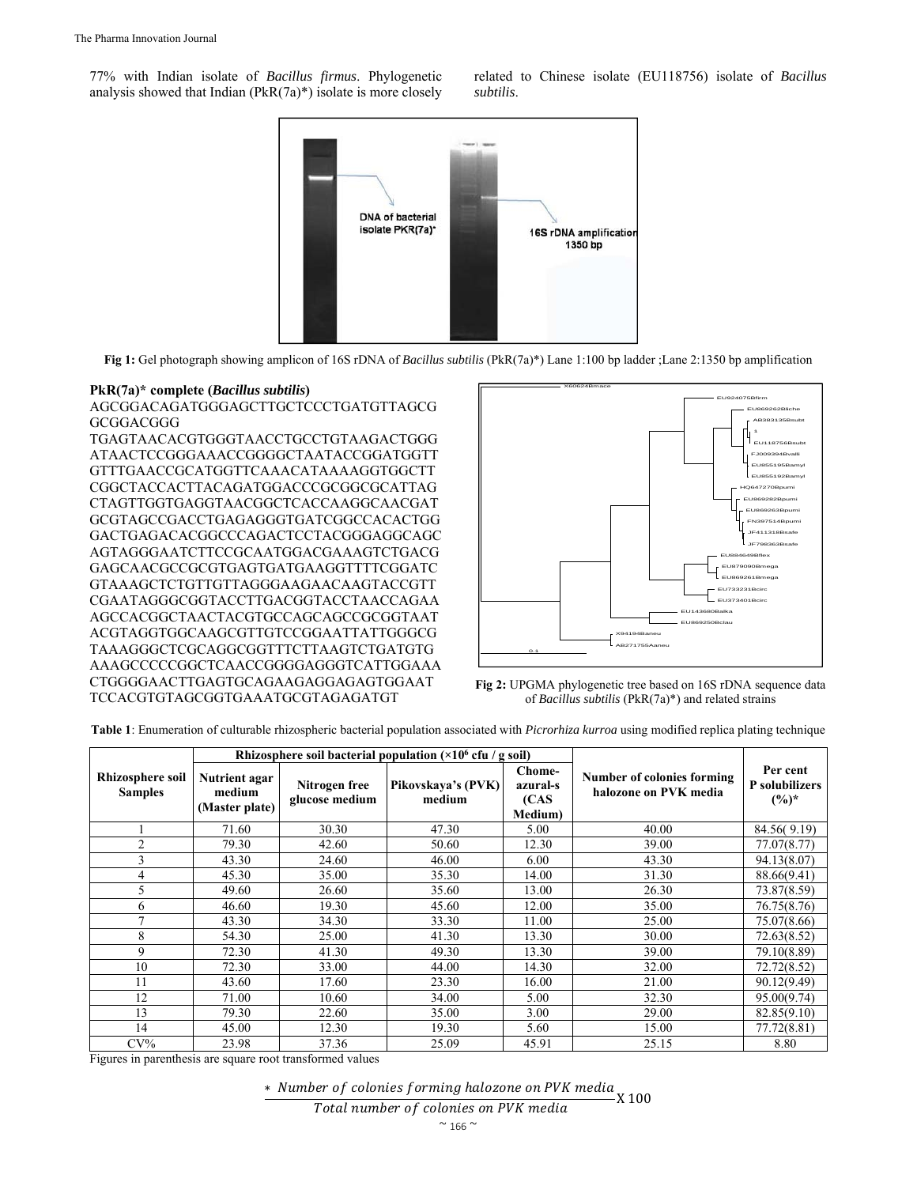77% with Indian isolate of *Bacillus firmus*. Phylogenetic analysis showed that Indian (PkR(7a)*) isolate is more closely related to Chinese isolate (EU118756) isolate of *Bacillus subtilis*.

**Fig 1:** Gel photograph showing amplicon of 16S rDNA of *Bacillus subtilis* (PkR(7a)*) Lane 1:100 bp ladder ;Lane 2:1350 bp amplification

**PkR(7a)* complete (*Bacillus subtilis*)**

AGCGGACAGATGGGAGCTTGCTCCCTGATGTTAGCG GCGGACGGG
TGAGTAACACGTGGGTAACCTGCCTGTAAGACTGGG ATAACTCCGGGAAACCGGGGCTAATACCGGATGGTT GTTTGAACCGCATGGTTCAAACATAAAAGGTGGCTT CGGCTACCACTTACAGATGGACCCGCGGCGCATTAG CTAGTTGGTGAGGTAACGGCTCACCAAGGCAACGAT GCGTAGCCGACCTGAGAGGGTGATCGGCCACACTGG GACTGAGACACGGCCCAGACTCCTACGGGAGGCAGC AGTAGGGAATCTTCCGCAATGGACGAAAGTCTGACG GAGCAACGCCGCGTGAGTGATGAAGGTTTTCGGATC GTAAAGCTCTGTTGTTAGGGAAGAACAAGTACCGTT CGAATAGGGCGGTACCTTGACGGTACCTAACCAGAA AGCCACGGCTAACTACGTGCCAGCAGCCGCGGTAAT ACGTAGGTGGCAAGCGTTGTCCGGAATTATTGGGCG TAAAGGGCTCGCAGGCGGTTTCTTAAGTCTGATGTG AAAGCCCCCGGCTCAACCGGGGAGGGTCATTGGAAA CTGGGGAACTTGAGTGCAGAAGAGGAGAGTGGAAT TCCACGTGTAGCGGTGAAATGCGTAGAGATGT

**Fig 2:** UPGMA phylogenetic tree based on 16S rDNA sequence data of *Bacillus subtilis* (PkR(7a)*) and related strains

**Table 1**: Enumeration of culturable rhizospheric bacterial population associated with *Picrorhiza kurroa* using modified replica plating technique

| Rhizosphere soil Samples | Rhizosphere soil bacterial population ($\times 10^6$ cfu / g soil) | | | | Number of colonies forming halozone on PVK media | Per cent P solubilizers (%)* |
|---|---|---|---|---|---|---|
| | Nutrient agar medium (Master plate) | Nitrogen free glucose medium | Pikovskaya's (PVK) medium | Chome-azural-s (CAS Medium) | | |
| 1 | 71.60 | 30.30 | 47.30 | 5.00 | 40.00 | 84.56( 9.19) |
| 2 | 79.30 | 42.60 | 50.60 | 12.30 | 39.00 | 77.07(8.77) |
| 3 | 43.30 | 24.60 | 46.00 | 6.00 | 43.30 | 94.13(8.07) |
| 4 | 45.30 | 35.00 | 35.30 | 14.00 | 31.30 | 88.66(9.41) |
| 5 | 49.60 | 26.60 | 35.60 | 13.00 | 26.30 | 73.87(8.59) |
| 6 | 46.60 | 19.30 | 45.60 | 12.00 | 35.00 | 76.75(8.76) |
| 7 | 43.30 | 34.30 | 33.30 | 11.00 | 25.00 | 75.07(8.66) |
| 8 | 54.30 | 25.00 | 41.30 | 13.30 | 30.00 | 72.63(8.52) |
| 9 | 72.30 | 41.30 | 49.30 | 13.30 | 39.00 | 79.10(8.89) |
| 10 | 72.30 | 33.00 | 44.00 | 14.30 | 32.00 | 72.72(8.52) |
| 11 | 43.60 | 17.60 | 23.30 | 16.00 | 21.00 | 90.12(9.49) |
| 12 | 71.00 | 10.60 | 34.00 | 5.00 | 32.30 | 95.00(9.74) |
| 13 | 79.30 | 22.60 | 35.00 | 3.00 | 29.00 | 82.85(9.10) |
| 14 | 45.00 | 12.30 | 19.30 | 5.60 | 15.00 | 77.72(8.81) |
| CV% | 23.98 | 37.36 | 25.09 | 45.91 | 25.15 | 8.80 |

Figures in parenthesis are square root transformed values

$$* \frac{\text{Number of colonies forming halozone on PVK media}}{\text{Total number of colonies on PVK media}} \text{X } 100$$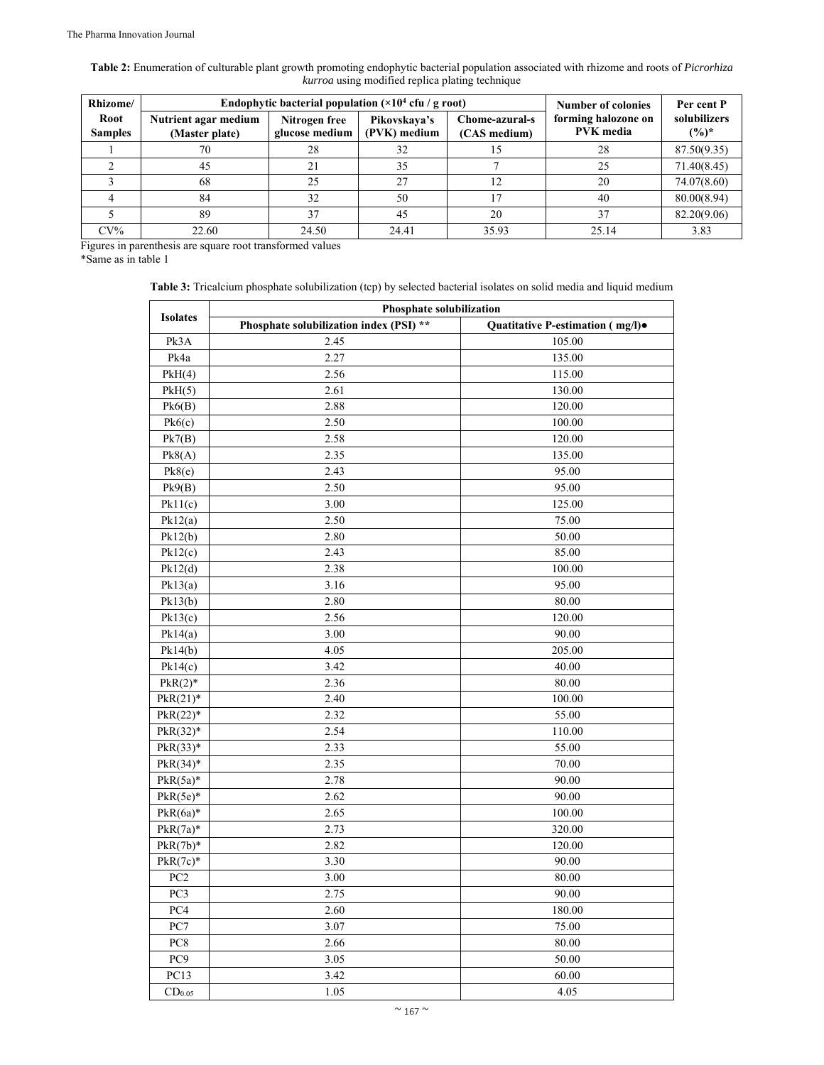**Table 2:** Enumeration of culturable plant growth promoting endophytic bacterial population associated with rhizome and roots of *Picrorhiza kurroa* using modified replica plating technique

| Rhizome/ Root Samples | Endophytic bacterial population ($\times 10^4$ cfu / g root) | | | | Number of colonies forming halozone on PVK media | Per cent P solubilizers (%)* |
|---|---|---|---|---|---|---|
| | Nutrient agar medium (Master plate) | Nitrogen free glucose medium | Pikovskaya's (PVK) medium | Chome-azural-s (CAS medium) | | |
| 1 | 70 | 28 | 32 | 15 | 28 | 87.50(9.35) |
| 2 | 45 | 21 | 35 | 7 | 25 | 71.40(8.45) |
| 3 | 68 | 25 | 27 | 12 | 20 | 74.07(8.60) |
| 4 | 84 | 32 | 50 | 17 | 40 | 80.00(8.94) |
| 5 | 89 | 37 | 45 | 20 | 37 | 82.20(9.06) |
| CV% | 22.60 | 24.50 | 24.41 | 35.93 | 25.14 | 3.83 |

Figures in parenthesis are square root transformed values

*Same as in table 1

**Table 3:** Tricalcium phosphate solubilization (tcp) by selected bacterial isolates on solid media and liquid medium

| Isolates | Phosphate solubilization | |
|---|---|---|
| | Phosphate solubilization index (PSI) ** | Quatitative P-estimation ( mg/l)● |
| Pk3A | 2.45 | 105.00 |
| Pk4a | 2.27 | 135.00 |
| PkH(4) | 2.56 | 115.00 |
| PkH(5) | 2.61 | 130.00 |
| Pk6(B) | 2.88 | 120.00 |
| Pk6(c) | 2.50 | 100.00 |
| Pk7(B) | 2.58 | 120.00 |
| Pk8(A) | 2.35 | 135.00 |
| Pk8(e) | 2.43 | 95.00 |
| Pk9(B) | 2.50 | 95.00 |
| Pk11(c) | 3.00 | 125.00 |
| Pk12(a) | 2.50 | 75.00 |
| Pk12(b) | 2.80 | 50.00 |
| Pk12(c) | 2.43 | 85.00 |
| Pk12(d) | 2.38 | 100.00 |
| Pk13(a) | 3.16 | 95.00 |
| Pk13(b) | 2.80 | 80.00 |
| Pk13(c) | 2.56 | 120.00 |
| Pk14(a) | 3.00 | 90.00 |
| Pk14(b) | 4.05 | 205.00 |
| Pk14(c) | 3.42 | 40.00 |
| PkR(2)* | 2.36 | 80.00 |
| PkR(21)* | 2.40 | 100.00 |
| PkR(22)* | 2.32 | 55.00 |
| PkR(32)* | 2.54 | 110.00 |
| PkR(33)* | 2.33 | 55.00 |
| PkR(34)* | 2.35 | 70.00 |
| PkR(5a)* | 2.78 | 90.00 |
| PkR(5e)* | 2.62 | 90.00 |
| PkR(6a)* | 2.65 | 100.00 |
| PkR(7a)* | 2.73 | 320.00 |
| PkR(7b)* | 2.82 | 120.00 |
| PkR(7c)* | 3.30 | 90.00 |
| PC2 | 3.00 | 80.00 |
| PC3 | 2.75 | 90.00 |
| PC4 | 2.60 | 180.00 |
| PC7 | 3.07 | 75.00 |
| PC8 | 2.66 | 80.00 |
| PC9 | 3.05 | 50.00 |
| PC13 | 3.42 | 60.00 |
| $CD_{0.05}$ | 1.05 | 4.05 |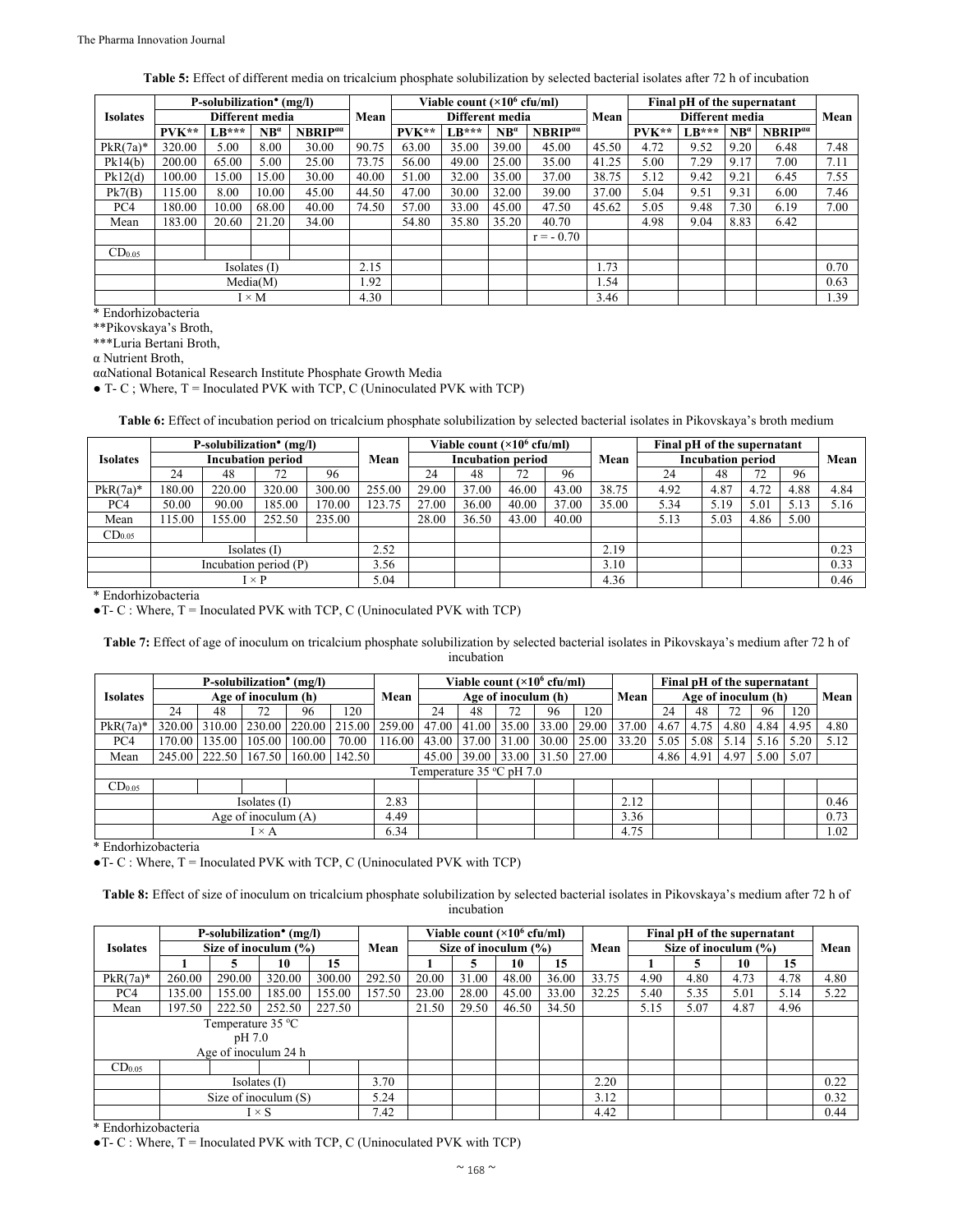**Table 5:** Effect of different media on tricalcium phosphate solubilization by selected bacterial isolates after 72 h of incubation

| Isolates | P-solubilization● (mg/l) | | | | Mean | Viable count ($\times10^6$ cfu/ml) | | | | Mean | Final pH of the supernatant | | | | Mean |
|---|---|---|---|---|---|---|---|---|---|---|---|---|---|---|---|
| | Different media | | | | | Different media | | | | | Different media | | | | |
| | PVK** | LB*** | NB$^{\alpha}$ | NBRIP$^{\alpha\alpha}$ | | PVK** | LB*** | NB$^{\alpha}$ | NBRIP$^{\alpha\alpha}$ | | PVK** | LB*** | NB$^{\alpha}$ | NBRIP$^{\alpha\alpha}$ | |
| PkR(7a)* | 320.00 | 5.00 | 8.00 | 30.00 | 90.75 | 63.00 | 35.00 | 39.00 | 45.00 | 45.50 | 4.72 | 9.52 | 9.20 | 6.48 | 7.48 |
| Pk14(b) | 200.00 | 65.00 | 5.00 | 25.00 | 73.75 | 56.00 | 49.00 | 25.00 | 35.00 | 41.25 | 5.00 | 7.29 | 9.17 | 7.00 | 7.11 |
| Pk12(d) | 100.00 | 15.00 | 15.00 | 30.00 | 40.00 | 51.00 | 32.00 | 35.00 | 37.00 | 38.75 | 5.12 | 9.42 | 9.21 | 6.45 | 7.55 |
| Pk7(B) | 115.00 | 8.00 | 10.00 | 45.00 | 44.50 | 47.00 | 30.00 | 32.00 | 39.00 | 37.00 | 5.04 | 9.51 | 9.31 | 6.00 | 7.46 |
| PC4 | 180.00 | 10.00 | 68.00 | 40.00 | 74.50 | 57.00 | 33.00 | 45.00 | 47.50 | 45.62 | 5.05 | 9.48 | 7.30 | 6.19 | 7.00 |
| Mean | 183.00 | 20.60 | 21.20 | 34.00 | | 54.80 | 35.80 | 35.20 | 40.70 | | 4.98 | 9.04 | 8.83 | 6.42 | |
| | | | | | | | | | r = - 0.70 | | | | | | |
| $CD_{0.05}$ | | | | | | | | | | | | | | | |
| | Isolates (I) | | | | 2.15 | | | | | 1.73 | | | | | 0.70 |
| | Media(M) | | | | 1.92 | | | | | 1.54 | | | | | 0.63 |
| | I × M | | | | 4.30 | | | | | 3.46 | | | | | 1.39 |

\* Endorhizobacteria

**Pikovskaya's Broth,

***Luria Bertani Broth,

α Nutrient Broth,

αα National Botanical Research Institute Phosphate Growth Media

● T- C ; Where, T = Inoculated PVK with TCP, C (Uninoculated PVK with TCP)

**Table 6:** Effect of incubation period on tricalcium phosphate solubilization by selected bacterial isolates in Pikovskaya's broth medium

| Isolates | P-solubilization● (mg/l) | | | | Mean | Viable count ($\times10^6$ cfu/ml) | | | | Mean | Final pH of the supernatant | | | | Mean |
|---|---|---|---|---|---|---|---|---|---|---|---|---|---|---|---|
| | Incubation period | | | | | Incubation period | | | | | Incubation period | | | | |
| | 24 | 48 | 72 | 96 | | 24 | 48 | 72 | 96 | | 24 | 48 | 72 | 96 | |
| PkR(7a)* | 180.00 | 220.00 | 320.00 | 300.00 | 255.00 | 29.00 | 37.00 | 46.00 | 43.00 | 38.75 | 4.92 | 4.87 | 4.72 | 4.88 | 4.84 |
| PC4 | 50.00 | 90.00 | 185.00 | 170.00 | 123.75 | 27.00 | 36.00 | 40.00 | 37.00 | 35.00 | 5.34 | 5.19 | 5.01 | 5.13 | 5.16 |
| Mean | 115.00 | 155.00 | 252.50 | 235.00 | | 28.00 | 36.50 | 43.00 | 40.00 | | 5.13 | 5.03 | 4.86 | 5.00 | |
| $CD_{0.05}$ | | | | | | | | | | | | | | | |
| | Isolates (I) | | | | 2.52 | | | | | 2.19 | | | | | 0.23 |
| | Incubation period (P) | | | | 3.56 | | | | | 3.10 | | | | | 0.33 |
| | I × P | | | | 5.04 | | | | | 4.36 | | | | | 0.46 |

\* Endorhizobacteria

●T- C : Where, T = Inoculated PVK with TCP, C (Uninoculated PVK with TCP)

**Table 7:** Effect of age of inoculum on tricalcium phosphate solubilization by selected bacterial isolates in Pikovskaya's medium after 72 h of incubation

| Isolates | P-solubilization● (mg/l) | | | | | Mean | Viable count ($\times10^6$ cfu/ml) | | | | | Mean | Final pH of the supernatant | | | | | Mean |
|---|---|---|---|---|---|---|---|---|---|---|---|---|---|---|---|---|---|---|
| | Age of inoculum (h) | | | | | | Age of inoculum (h) | | | | | | Age of inoculum (h) | | | | | |
| | 24 | 48 | 72 | 96 | 120 | | 24 | 48 | 72 | 96 | 120 | | 24 | 48 | 72 | 96 | 120 | |
| PkR(7a)* | 320.00 | 310.00 | 230.00 | 220.00 | 215.00 | 259.00 | 47.00 | 41.00 | 35.00 | 33.00 | 29.00 | 37.00 | 4.67 | 4.75 | 4.80 | 4.84 | 4.95 | 4.80 |
| PC4 | 170.00 | 135.00 | 105.00 | 100.00 | 70.00 | 116.00 | 43.00 | 37.00 | 31.00 | 30.00 | 25.00 | 33.20 | 5.05 | 5.08 | 5.14 | 5.16 | 5.20 | 5.12 |
| Mean | 245.00 | 222.50 | 167.50 | 160.00 | 142.50 | | 45.00 | 39.00 | 33.00 | 31.50 | 27.00 | | 4.86 | 4.91 | 4.97 | 5.00 | 5.07 | |
| | | | | | | | Temperature 35 °C pH 7.0 | | | | | | | | | | | |
| $CD_{0.05}$ | | | | | | | | | | | | | | | | | | |
| | Isolates (I) | | | | | 2.83 | | | | | | 2.12 | | | | | | 0.46 |
| | Age of inoculum (A) | | | | | 4.49 | | | | | | 3.36 | | | | | | 0.73 |
| | I × A | | | | | 6.34 | | | | | | 4.75 | | | | | | 1.02 |

\* Endorhizobacteria

●T- C : Where, T = Inoculated PVK with TCP, C (Uninoculated PVK with TCP)

**Table 8:** Effect of size of inoculum on tricalcium phosphate solubilization by selected bacterial isolates in Pikovskaya's medium after 72 h of incubation

| Isolates | P-solubilization● (mg/l) | | | | Mean | Viable count ($\times10^6$ cfu/ml) | | | | Mean | Final pH of the supernatant | | | | Mean |
|---|---|---|---|---|---|---|---|---|---|---|---|---|---|---|---|
| | Size of inoculum (%) | | | | | Size of inoculum (%) | | | | | Size of inoculum (%) | | | | |
| | 1 | 5 | 10 | 15 | | 1 | 5 | 10 | 15 | | 1 | 5 | 10 | 15 | |
| PkR(7a)* | 260.00 | 290.00 | 320.00 | 300.00 | 292.50 | 20.00 | 31.00 | 48.00 | 36.00 | 33.75 | 4.90 | 4.80 | 4.73 | 4.78 | 4.80 |
| PC4 | 135.00 | 155.00 | 185.00 | 155.00 | 157.50 | 23.00 | 28.00 | 45.00 | 33.00 | 32.25 | 5.40 | 5.35 | 5.01 | 5.14 | 5.22 |
| Mean | 197.50 | 222.50 | 252.50 | 227.50 | | 21.50 | 29.50 | 46.50 | 34.50 | | 5.15 | 5.07 | 4.87 | 4.96 | |
| | Temperature 35 °C pH 7.0 Age of inoculum 24 h | | | | | | | | | | | | | | |
| $CD_{0.05}$ | | | | | | | | | | | | | | | |
| | Isolates (I) | | | | 3.70 | | | | | 2.20 | | | | | 0.22 |
| | Size of inoculum (S) | | | | 5.24 | | | | | 3.12 | | | | | 0.32 |
| | I × S | | | | 7.42 | | | | | 4.42 | | | | | 0.44 |

\* Endorhizobacteria

●T- C : Where, T = Inoculated PVK with TCP, C (Uninoculated PVK with TCP)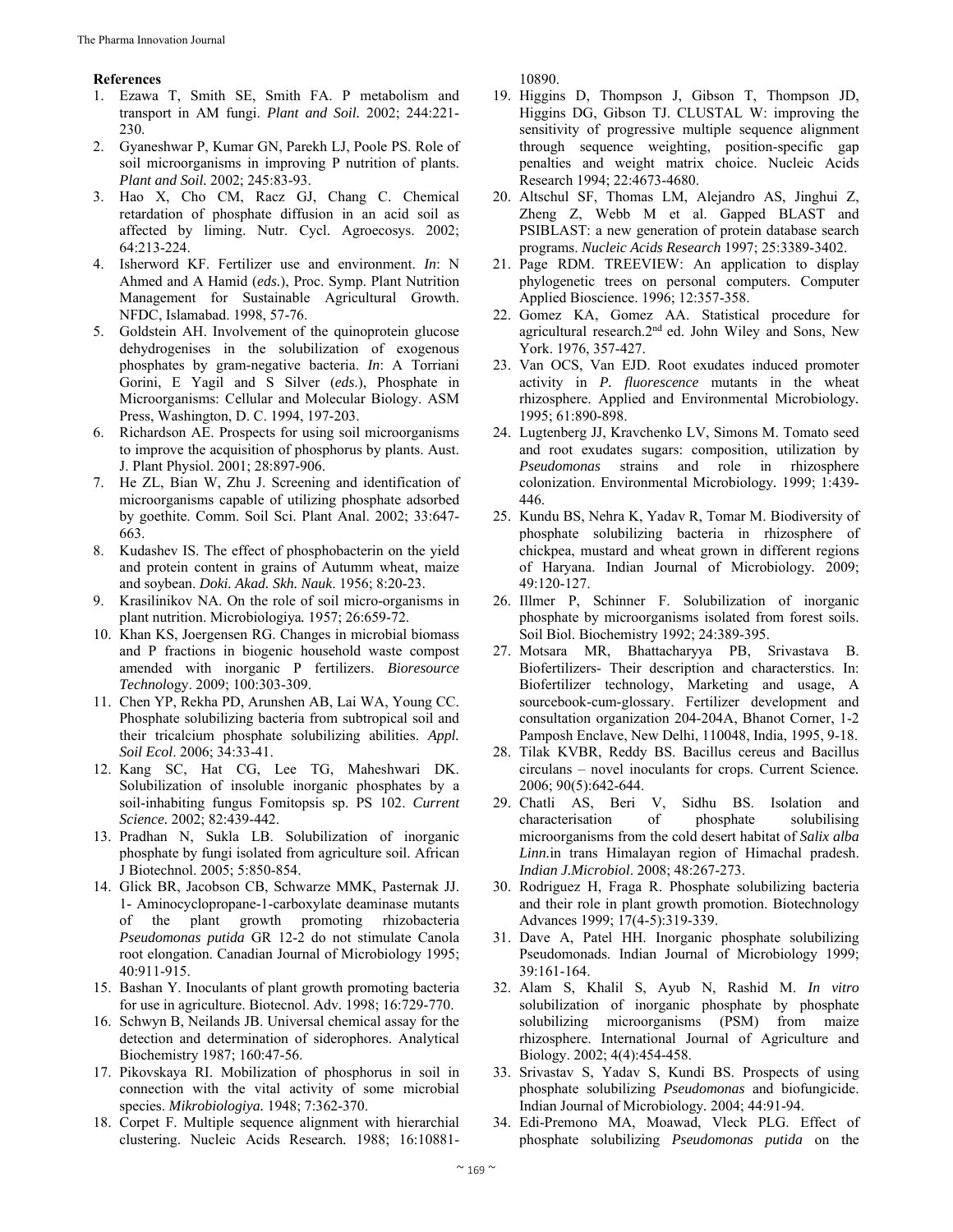**References**

1. Ezawa T, Smith SE, Smith FA. P metabolism and transport in AM fungi. *Plant and Soil.* 2002; 244:221-230.
2. Gyaneshwar P, Kumar GN, Parekh LJ, Poole PS. Role of soil microorganisms in improving P nutrition of plants. *Plant and Soil.* 2002; 245:83-93.
3. Hao X, Cho CM, Racz GJ, Chang C. Chemical retardation of phosphate diffusion in an acid soil as affected by liming. Nutr. Cycl. Agroecosys. 2002; 64:213-224.
4. Isherword KF. Fertilizer use and environment. *In*: N Ahmed and A Hamid (*eds.*), Proc. Symp. Plant Nutrition Management for Sustainable Agricultural Growth. NFDC, Islamabad. 1998, 57-76.
5. Goldstein AH. Involvement of the quinoprotein glucose dehydrogenises in the solubilization of exogenous phosphates by gram-negative bacteria. *In*: A Torriani Gorini, E Yagil and S Silver (*eds.*), Phosphate in Microorganisms: Cellular and Molecular Biology. ASM Press, Washington, D. C. 1994, 197-203.
6. Richardson AE. Prospects for using soil microorganisms to improve the acquisition of phosphorus by plants. Aust. J. Plant Physiol. 2001; 28:897-906.
7. He ZL, Bian W, Zhu J. Screening and identification of microorganisms capable of utilizing phosphate adsorbed by goethite. Comm. Soil Sci. Plant Anal. 2002; 33:647-663.
8. Kudashev IS. The effect of phosphobacterin on the yield and protein content in grains of Autumm wheat, maize and soybean. *Doki. Akad. Skh. Nauk*. 1956; 8:20-23.
9. Krasilinikov NA. On the role of soil micro-organisms in plant nutrition. Microbiologiya. 1957; 26:659-72.
10. Khan KS, Joergensen RG. Changes in microbial biomass and P fractions in biogenic household waste compost amended with inorganic P fertilizers. *Bioresource Technology*. 2009; 100:303-309.
11. Chen YP, Rekha PD, Arunshen AB, Lai WA, Young CC. Phosphate solubilizing bacteria from subtropical soil and their tricalcium phosphate solubilizing abilities. *Appl. Soil Ecol*. 2006; 34:33-41.
12. Kang SC, Hat CG, Lee TG, Maheshwari DK. Solubilization of insoluble inorganic phosphates by a soil-inhabiting fungus Fomitopsis sp. PS 102. *Current Science.* 2002; 82:439-442.
13. Pradhan N, Sukla LB. Solubilization of inorganic phosphate by fungi isolated from agriculture soil. African J Biotechnol. 2005; 5:850-854.
14. Glick BR, Jacobson CB, Schwarze MMK, Pasternak JJ. 1- Aminocyclopropane-1-carboxylate deaminase mutants of the plant growth promoting rhizobacteria *Pseudomonas putida* GR 12-2 do not stimulate Canola root elongation. Canadian Journal of Microbiology 1995; 40:911-915.
15. Bashan Y. Inoculants of plant growth promoting bacteria for use in agriculture. Biotecnol. Adv. 1998; 16:729-770.
16. Schwyn B, Neilands JB. Universal chemical assay for the detection and determination of siderophores. Analytical Biochemistry 1987; 160:47-56.
17. Pikovskaya RI. Mobilization of phosphorus in soil in connection with the vital activity of some microbial species. *Mikrobiologiya.* 1948; 7:362-370.
18. Corpet F. Multiple sequence alignment with hierarchial clustering. Nucleic Acids Research. 1988; 16:10881-10890.
19. Higgins D, Thompson J, Gibson T, Thompson JD, Higgins DG, Gibson TJ. CLUSTAL W: improving the sensitivity of progressive multiple sequence alignment through sequence weighting, position-specific gap penalties and weight matrix choice. Nucleic Acids Research 1994; 22:4673-4680.
20. Altschul SF, Thomas LM, Alejandro AS, Jinghui Z, Zheng Z, Webb M et al. Gapped BLAST and PSIBLAST: a new generation of protein database search programs. *Nucleic Acids Research* 1997; 25:3389-3402.
21. Page RDM. TREEVIEW: An application to display phylogenetic trees on personal computers. Computer Applied Bioscience. 1996; 12:357-358.
22. Gomez KA, Gomez AA. Statistical procedure for agricultural research.2nd ed. John Wiley and Sons, New York. 1976, 357-427.
23. Van OCS, Van EJD. Root exudates induced promoter activity in *P. fluorescence* mutants in the wheat rhizosphere. Applied and Environmental Microbiology. 1995; 61:890-898.
24. Lugtenberg JJ, Kravchenko LV, Simons M. Tomato seed and root exudates sugars: composition, utilization by *Pseudomonas* strains and role in rhizosphere colonization. Environmental Microbiology. 1999; 1:439-446.
25. Kundu BS, Nehra K, Yadav R, Tomar M. Biodiversity of phosphate solubilizing bacteria in rhizosphere of chickpea, mustard and wheat grown in different regions of Haryana. Indian Journal of Microbiology. 2009; 49:120-127.
26. Illmer P, Schinner F. Solubilization of inorganic phosphate by microorganisms isolated from forest soils. Soil Biol. Biochemistry 1992; 24:389-395.
27. Motsara MR, Bhattacharyya PB, Srivastava B. Biofertilizers- Their description and characterstics. In: Biofertilizer technology, Marketing and usage, A sourcebook-cum-glossary. Fertilizer development and consultation organization 204-204A, Bhanot Corner, 1-2 Pamposh Enclave, New Delhi, 110048, India, 1995, 9-18.
28. Tilak KVBR, Reddy BS. Bacillus cereus and Bacillus circulans – novel inoculants for crops. Current Science. 2006; 90(5):642-644.
29. Chatli AS, Beri V, Sidhu BS. Isolation and characterisation of phosphate solubilising microorganisms from the cold desert habitat of *Salix alba Linn.*in trans Himalayan region of Himachal pradesh. *Indian J.Microbiol*. 2008; 48:267-273.
30. Rodriguez H, Fraga R. Phosphate solubilizing bacteria and their role in plant growth promotion. Biotechnology Advances 1999; 17(4-5):319-339.
31. Dave A, Patel HH. Inorganic phosphate solubilizing Pseudomonads. Indian Journal of Microbiology 1999; 39:161-164.
32. Alam S, Khalil S, Ayub N, Rashid M. *In vitro* solubilization of inorganic phosphate by phosphate solubilizing microorganisms (PSM) from maize rhizosphere. International Journal of Agriculture and Biology. 2002; 4(4):454-458.
33. Srivastav S, Yadav S, Kundi BS. Prospects of using phosphate solubilizing *Pseudomonas* and biofungicide. Indian Journal of Microbiology. 2004; 44:91-94.
34. Edi-Premono MA, Moawad, Vleck PLG. Effect of phosphate solubilizing *Pseudomonas putida* on the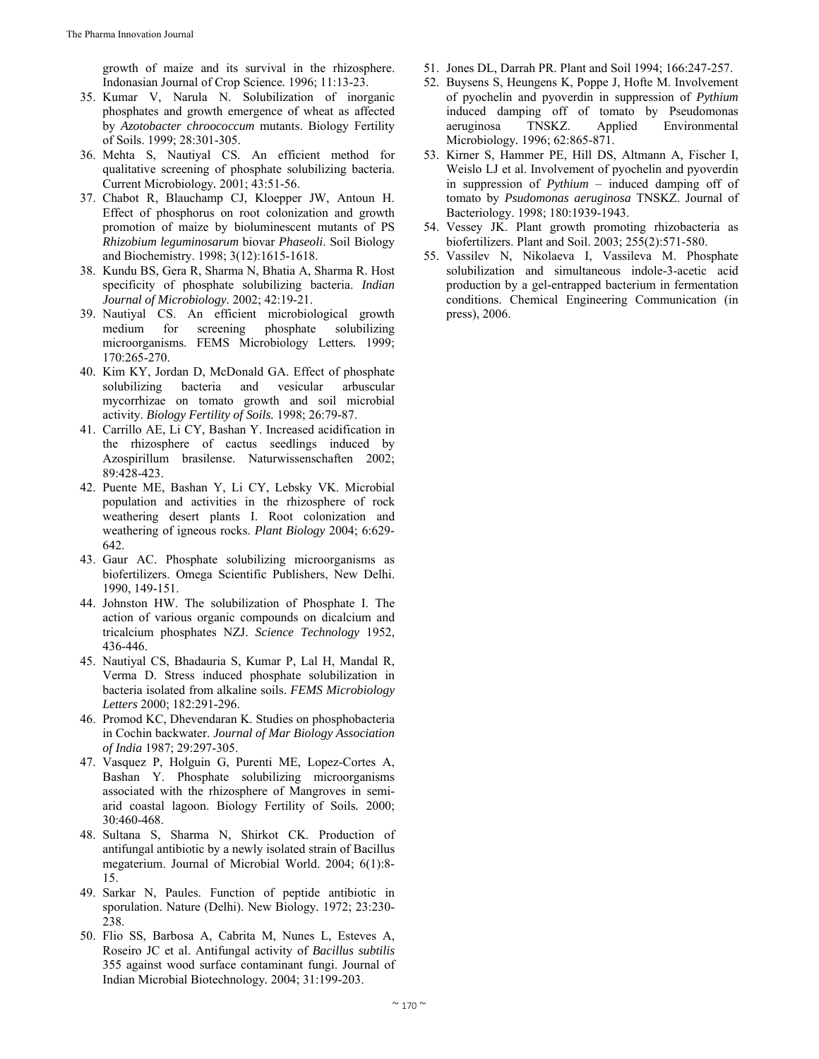growth of maize and its survival in the rhizosphere. Indonasian Journal of Crop Science. 1996; 11:13-23.

35. Kumar V, Narula N. Solubilization of inorganic phosphates and growth emergence of wheat as affected by *Azotobacter chroococcum* mutants. Biology Fertility of Soils. 1999; 28:301-305.
36. Mehta S, Nautiyal CS. An efficient method for qualitative screening of phosphate solubilizing bacteria. Current Microbiology. 2001; 43:51-56.
37. Chabot R, Blauchamp CJ, Kloepper JW, Antoun H. Effect of phosphorus on root colonization and growth promotion of maize by bioluminescent mutants of PS *Rhizobium leguminosarum* biovar *Phaseoli*. Soil Biology and Biochemistry. 1998; 3(12):1615-1618.
38. Kundu BS, Gera R, Sharma N, Bhatia A, Sharma R. Host specificity of phosphate solubilizing bacteria. *Indian Journal of Microbiology*. 2002; 42:19-21.
39. Nautiyal CS. An efficient microbiological growth medium for screening phosphate solubilizing microorganisms. FEMS Microbiology Letters. 1999; 170:265-270.
40. Kim KY, Jordan D, McDonald GA. Effect of phosphate solubilizing bacteria and vesicular arbuscular mycorrhizae on tomato growth and soil microbial activity. *Biology Fertility of Soils.* 1998; 26:79-87.
41. Carrillo AE, Li CY, Bashan Y. Increased acidification in the rhizosphere of cactus seedlings induced by Azospirillum brasilense. Naturwissenschaften 2002; 89:428-423.
42. Puente ME, Bashan Y, Li CY, Lebsky VK. Microbial population and activities in the rhizosphere of rock weathering desert plants I. Root colonization and weathering of igneous rocks. *Plant Biology* 2004; 6:629-642.
43. Gaur AC. Phosphate solubilizing microorganisms as biofertilizers. Omega Scientific Publishers, New Delhi. 1990, 149-151.
44. Johnston HW. The solubilization of Phosphate I. The action of various organic compounds on dicalcium and tricalcium phosphates NZJ. *Science Technology* 1952, 436-446.
45. Nautiyal CS, Bhadauria S, Kumar P, Lal H, Mandal R, Verma D. Stress induced phosphate solubilization in bacteria isolated from alkaline soils. *FEMS Microbiology Letters* 2000; 182:291-296.
46. Promod KC, Dhevendaran K. Studies on phosphobacteria in Cochin backwater. *Journal of Mar Biology Association of India* 1987; 29:297-305.
47. Vasquez P, Holguin G, Purenti ME, Lopez-Cortes A, Bashan Y. Phosphate solubilizing microorganisms associated with the rhizosphere of Mangroves in semi-arid coastal lagoon. Biology Fertility of Soils. 2000; 30:460-468.
48. Sultana S, Sharma N, Shirkot CK. Production of antifungal antibiotic by a newly isolated strain of Bacillus megaterium. Journal of Microbial World. 2004; 6(1):8-15.
49. Sarkar N, Paules. Function of peptide antibiotic in sporulation. Nature (Delhi). New Biology. 1972; 23:230-238.
50. Flio SS, Barbosa A, Cabrita M, Nunes L, Esteves A, Roseiro JC et al. Antifungal activity of *Bacillus subtilis* 355 against wood surface contaminant fungi. Journal of Indian Microbial Biotechnology. 2004; 31:199-203.
51. Jones DL, Darrah PR. Plant and Soil 1994; 166:247-257.
52. Buysens S, Heungens K, Poppe J, Hofte M. Involvement of pyochelin and pyoverdin in suppression of *Pythium* induced damping off of tomato by Pseudomonas aeruginosa TNSKZ. Applied Environmental Microbiology. 1996; 62:865-871.
53. Kirner S, Hammer PE, Hill DS, Altmann A, Fischer I, Weislo LJ et al. Involvement of pyochelin and pyoverdin in suppression of *Pythium* – induced damping off of tomato by *Psudomonas aeruginosa* TNSKZ. Journal of Bacteriology. 1998; 180:1939-1943.
54. Vessey JK. Plant growth promoting rhizobacteria as biofertilizers. Plant and Soil. 2003; 255(2):571-580.
55. Vassilev N, Nikolaeva I, Vassileva M. Phosphate solubilization and simultaneous indole-3-acetic acid production by a gel-entrapped bacterium in fermentation conditions. Chemical Engineering Communication (in press), 2006.